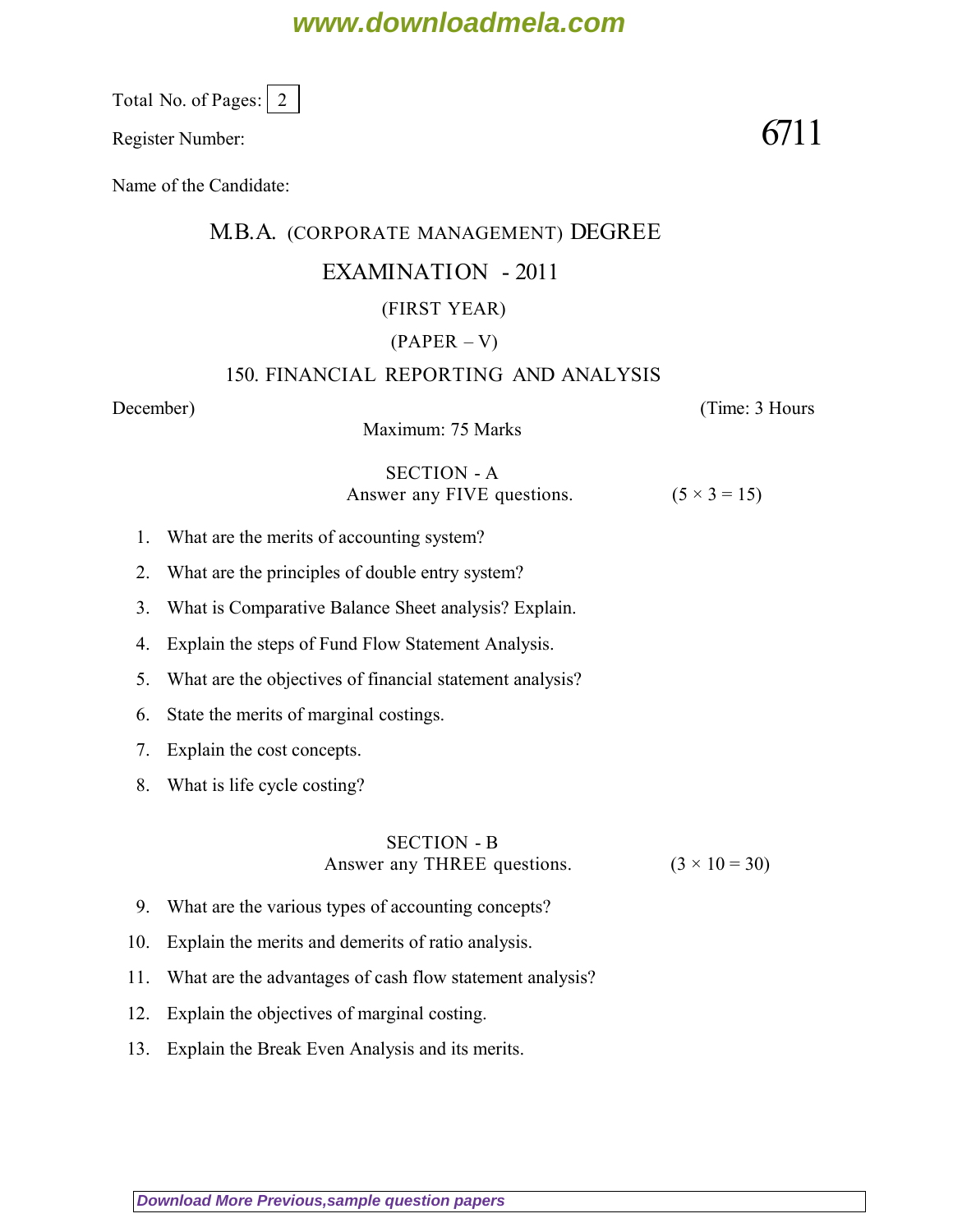Total No. of Pages: 2

Register Number: **6711**

Name of the Candidate:

# M.B.A. (CORPORATE MANAGEMENT) DEGREE

## EXAMINATION - 2011

### (FIRST YEAR)

### (PAPER – V)

### 150. FINANCIAL REPORTING AND ANALYSIS

December) (Time: 3 Hours

Maximum: 75 Marks

## SECTION - A

Answer any FIVE questions. (5 × 3 = 15)

1. What are the merits of accounting system?
2. What are the principles of double entry system?
3. What is Comparative Balance Sheet analysis? Explain.
4. Explain the steps of Fund Flow Statement Analysis.
5. What are the objectives of financial statement analysis?
6. State the merits of marginal costings.
7. Explain the cost concepts.
8. What is life cycle costing?

## SECTION - B

Answer any THREE questions. (3 × 10 = 30)

9. What are the various types of accounting concepts?
10. Explain the merits and demerits of ratio analysis.
11. What are the advantages of cash flow statement analysis?
12. Explain the objectives of marginal costing.
13. Explain the Break Even Analysis and its merits.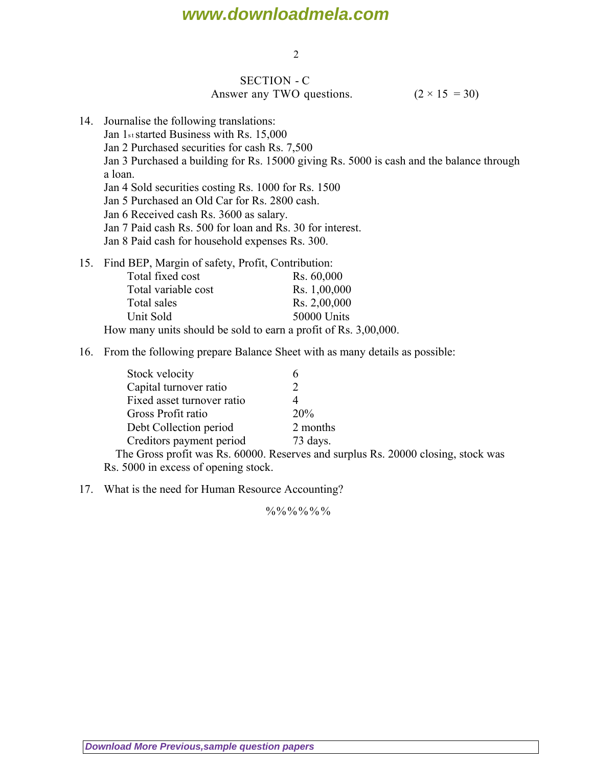## SECTION - C

Answer any TWO questions. (2 × 15 = 30)

14. Journalise the following translations:
    Jan 1st started Business with Rs. 15,000
    Jan 2 Purchased securities for cash Rs. 7,500
    Jan 3 Purchased a building for Rs. 15000 giving Rs. 5000 is cash and the balance through a loan.
    Jan 4 Sold securities costing Rs. 1000 for Rs. 1500
    Jan 5 Purchased an Old Car for Rs. 2800 cash.
    Jan 6 Received cash Rs. 3600 as salary.
    Jan 7 Paid cash Rs. 500 for loan and Rs. 30 for interest.
    Jan 8 Paid cash for household expenses Rs. 300.

15. Find BEP, Margin of safety, Profit, Contribution:

| | |
|---|---|
| Total fixed cost | Rs. 60,000 |
| Total variable cost | Rs. 1,00,000 |
| Total sales | Rs. 2,00,000 |
| Unit Sold | 50000 Units |

How many units should be sold to earn a profit of Rs. 3,00,000.

16. From the following prepare Balance Sheet with as many details as possible:

| | |
|---|---|
| Stock velocity | 6 |
| Capital turnover ratio | 2 |
| Fixed asset turnover ratio | 4 |
| Gross Profit ratio | 20% |
| Debt Collection period | 2 months |
| Creditors payment period | 73 days. |

The Gross profit was Rs. 60000. Reserves and surplus Rs. 20000 closing, stock was Rs. 5000 in excess of opening stock.

17. What is the need for Human Resource Accounting?

%%%%%%